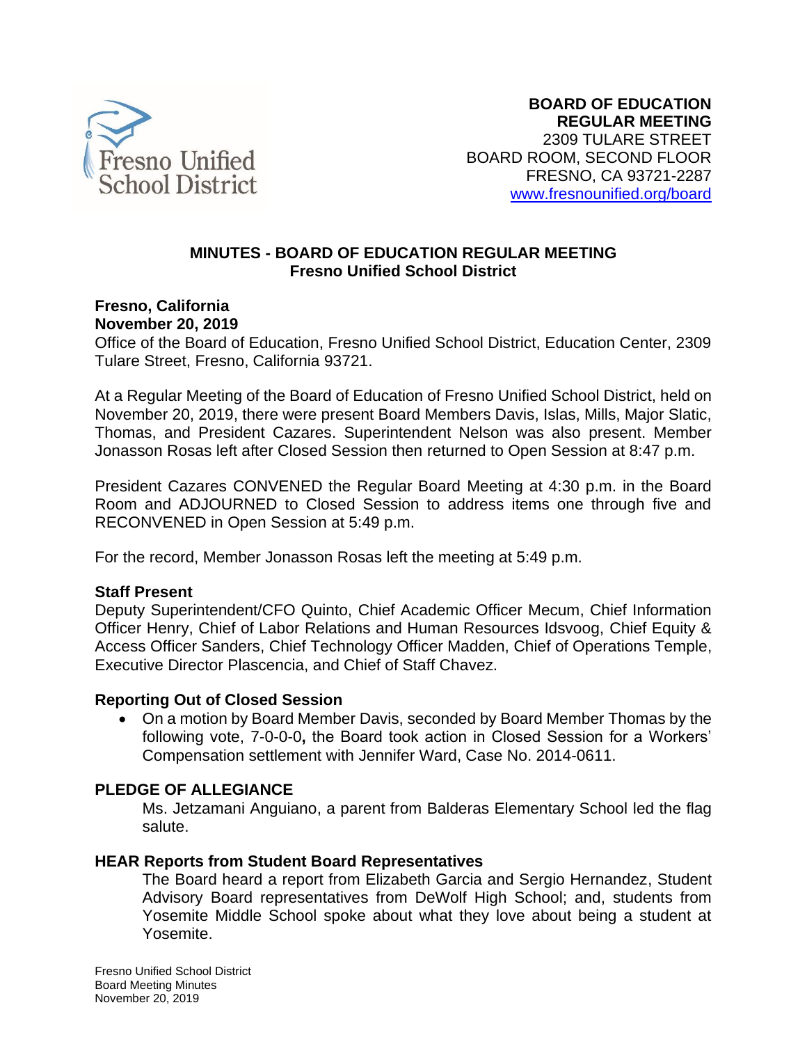**BOARD OF EDUCATION**
**REGULAR MEETING**
2309 TULARE STREET
BOARD ROOM, SECOND FLOOR
FRESNO, CA 93721-2287
www.fresnounified.org/board

# MINUTES - BOARD OF EDUCATION REGULAR MEETING
## Fresno Unified School District

**Fresno, California**
**November 20, 2019**
Office of the Board of Education, Fresno Unified School District, Education Center, 2309 Tulare Street, Fresno, California 93721.

At a Regular Meeting of the Board of Education of Fresno Unified School District, held on November 20, 2019, there were present Board Members Davis, Islas, Mills, Major Slatic, Thomas, and President Cazares. Superintendent Nelson was also present. Member Jonasson Rosas left after Closed Session then returned to Open Session at 8:47 p.m.

President Cazares CONVENED the Regular Board Meeting at 4:30 p.m. in the Board Room and ADJOURNED to Closed Session to address items one through five and RECONVENED in Open Session at 5:49 p.m.

For the record, Member Jonasson Rosas left the meeting at 5:49 p.m.

### Staff Present

Deputy Superintendent/CFO Quinto, Chief Academic Officer Mecum, Chief Information Officer Henry, Chief of Labor Relations and Human Resources Idsvoog, Chief Equity & Access Officer Sanders, Chief Technology Officer Madden, Chief of Operations Temple, Executive Director Plascencia, and Chief of Staff Chavez.

### Reporting Out of Closed Session

- On a motion by Board Member Davis, seconded by Board Member Thomas by the following vote, 7-0-0-0**,** the Board took action in Closed Session for a Workers' Compensation settlement with Jennifer Ward, Case No. 2014-0611.

### PLEDGE OF ALLEGIANCE

Ms. Jetzamani Anguiano, a parent from Balderas Elementary School led the flag salute.

### HEAR Reports from Student Board Representatives

The Board heard a report from Elizabeth Garcia and Sergio Hernandez, Student Advisory Board representatives from DeWolf High School; and, students from Yosemite Middle School spoke about what they love about being a student at Yosemite.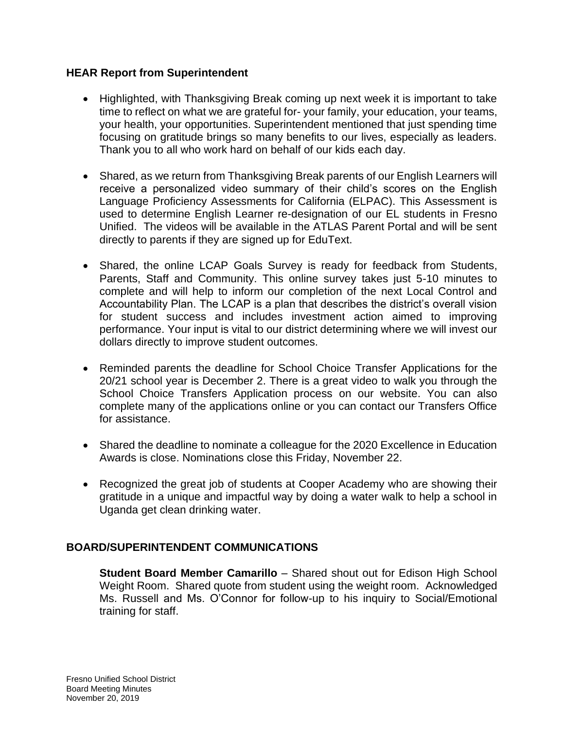## HEAR Report from Superintendent

- Highlighted, with Thanksgiving Break coming up next week it is important to take time to reflect on what we are grateful for- your family, your education, your teams, your health, your opportunities. Superintendent mentioned that just spending time focusing on gratitude brings so many benefits to our lives, especially as leaders. Thank you to all who work hard on behalf of our kids each day.

- Shared, as we return from Thanksgiving Break parents of our English Learners will receive a personalized video summary of their child's scores on the English Language Proficiency Assessments for California (ELPAC). This Assessment is used to determine English Learner re-designation of our EL students in Fresno Unified. The videos will be available in the ATLAS Parent Portal and will be sent directly to parents if they are signed up for EduText.

- Shared, the online LCAP Goals Survey is ready for feedback from Students, Parents, Staff and Community. This online survey takes just 5-10 minutes to complete and will help to inform our completion of the next Local Control and Accountability Plan. The LCAP is a plan that describes the district's overall vision for student success and includes investment action aimed to improving performance. Your input is vital to our district determining where we will invest our dollars directly to improve student outcomes.

- Reminded parents the deadline for School Choice Transfer Applications for the 20/21 school year is December 2. There is a great video to walk you through the School Choice Transfers Application process on our website. You can also complete many of the applications online or you can contact our Transfers Office for assistance.

- Shared the deadline to nominate a colleague for the 2020 Excellence in Education Awards is close. Nominations close this Friday, November 22.

- Recognized the great job of students at Cooper Academy who are showing their gratitude in a unique and impactful way by doing a water walk to help a school in Uganda get clean drinking water.

## BOARD/SUPERINTENDENT COMMUNICATIONS

**Student Board Member Camarillo** – Shared shout out for Edison High School Weight Room. Shared quote from student using the weight room. Acknowledged Ms. Russell and Ms. O'Connor for follow-up to his inquiry to Social/Emotional training for staff.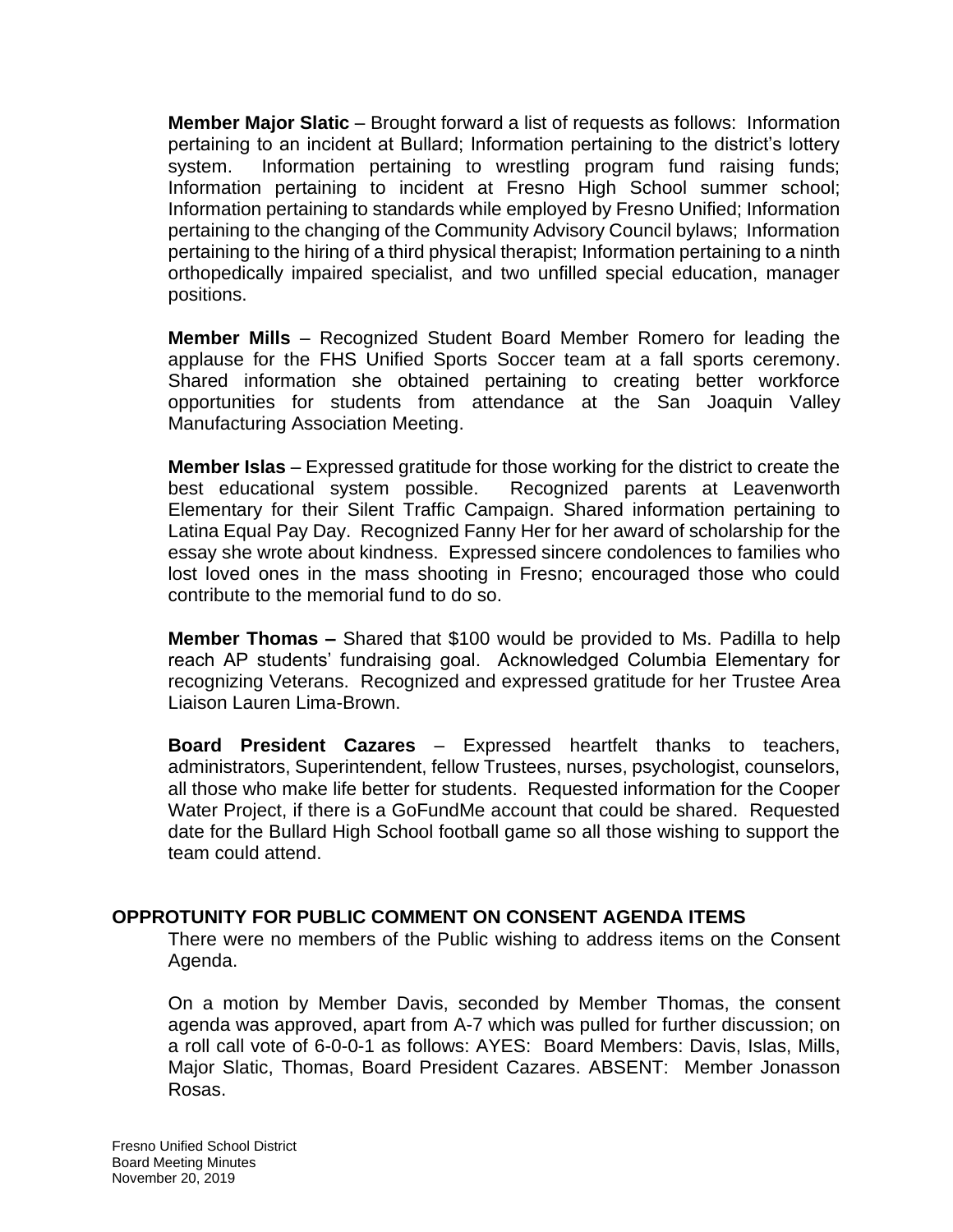**Member Major Slatic** – Brought forward a list of requests as follows: Information pertaining to an incident at Bullard; Information pertaining to the district's lottery system. Information pertaining to wrestling program fund raising funds; Information pertaining to incident at Fresno High School summer school; Information pertaining to standards while employed by Fresno Unified; Information pertaining to the changing of the Community Advisory Council bylaws; Information pertaining to the hiring of a third physical therapist; Information pertaining to a ninth orthopedically impaired specialist, and two unfilled special education, manager positions.

**Member Mills** – Recognized Student Board Member Romero for leading the applause for the FHS Unified Sports Soccer team at a fall sports ceremony. Shared information she obtained pertaining to creating better workforce opportunities for students from attendance at the San Joaquin Valley Manufacturing Association Meeting.

**Member Islas** – Expressed gratitude for those working for the district to create the best educational system possible. Recognized parents at Leavenworth Elementary for their Silent Traffic Campaign. Shared information pertaining to Latina Equal Pay Day. Recognized Fanny Her for her award of scholarship for the essay she wrote about kindness. Expressed sincere condolences to families who lost loved ones in the mass shooting in Fresno; encouraged those who could contribute to the memorial fund to do so.

**Member Thomas –** Shared that $100 would be provided to Ms. Padilla to help reach AP students' fundraising goal. Acknowledged Columbia Elementary for recognizing Veterans. Recognized and expressed gratitude for her Trustee Area Liaison Lauren Lima-Brown.

**Board President Cazares** – Expressed heartfelt thanks to teachers, administrators, Superintendent, fellow Trustees, nurses, psychologist, counselors, all those who make life better for students. Requested information for the Cooper Water Project, if there is a GoFundMe account that could be shared. Requested date for the Bullard High School football game so all those wishing to support the team could attend.

## OPPROTUNITY FOR PUBLIC COMMENT ON CONSENT AGENDA ITEMS

There were no members of the Public wishing to address items on the Consent Agenda.

On a motion by Member Davis, seconded by Member Thomas, the consent agenda was approved, apart from A-7 which was pulled for further discussion; on a roll call vote of 6-0-0-1 as follows: AYES: Board Members: Davis, Islas, Mills, Major Slatic, Thomas, Board President Cazares. ABSENT: Member Jonasson Rosas.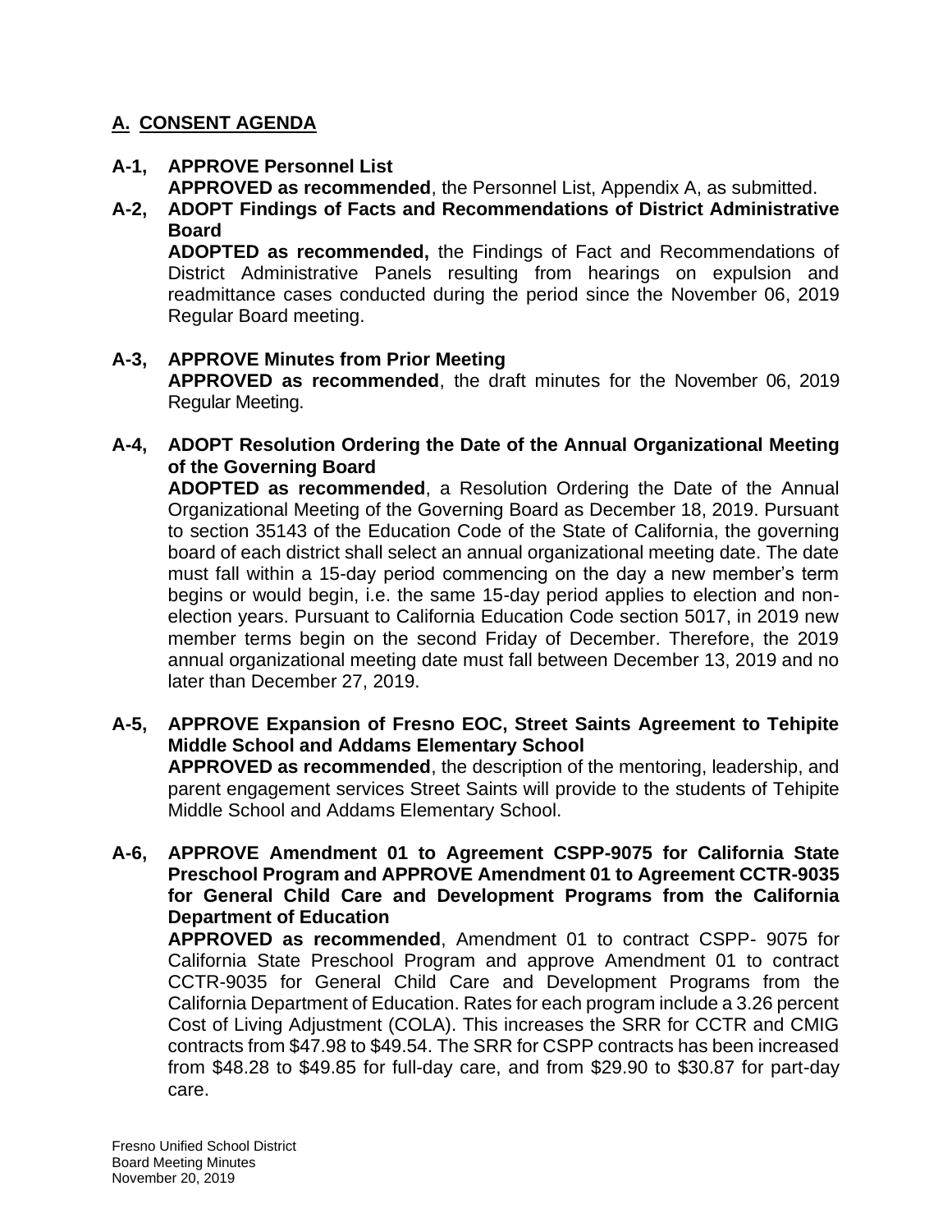## A. CONSENT AGENDA

**A-1, APPROVE Personnel List**

**APPROVED as recommended**, the Personnel List, Appendix A, as submitted.

**A-2, ADOPT Findings of Facts and Recommendations of District Administrative Board**

**ADOPTED as recommended,** the Findings of Fact and Recommendations of District Administrative Panels resulting from hearings on expulsion and readmittance cases conducted during the period since the November 06, 2019 Regular Board meeting.

**A-3, APPROVE Minutes from Prior Meeting**

**APPROVED as recommended**, the draft minutes for the November 06, 2019 Regular Meeting.

**A-4, ADOPT Resolution Ordering the Date of the Annual Organizational Meeting of the Governing Board**

**ADOPTED as recommended**, a Resolution Ordering the Date of the Annual Organizational Meeting of the Governing Board as December 18, 2019. Pursuant to section 35143 of the Education Code of the State of California, the governing board of each district shall select an annual organizational meeting date. The date must fall within a 15-day period commencing on the day a new member's term begins or would begin, i.e. the same 15-day period applies to election and non-election years. Pursuant to California Education Code section 5017, in 2019 new member terms begin on the second Friday of December. Therefore, the 2019 annual organizational meeting date must fall between December 13, 2019 and no later than December 27, 2019.

**A-5, APPROVE Expansion of Fresno EOC, Street Saints Agreement to Tehipite Middle School and Addams Elementary School**

**APPROVED as recommended**, the description of the mentoring, leadership, and parent engagement services Street Saints will provide to the students of Tehipite Middle School and Addams Elementary School.

**A-6, APPROVE Amendment 01 to Agreement CSPP-9075 for California State Preschool Program and APPROVE Amendment 01 to Agreement CCTR-9035 for General Child Care and Development Programs from the California Department of Education**

**APPROVED as recommended**, Amendment 01 to contract CSPP- 9075 for California State Preschool Program and approve Amendment 01 to contract CCTR-9035 for General Child Care and Development Programs from the California Department of Education. Rates for each program include a 3.26 percent Cost of Living Adjustment (COLA). This increases the SRR for CCTR and CMIG contracts from $47.98 to $49.54. The SRR for CSPP contracts has been increased from $48.28 to $49.85 for full-day care, and from $29.90 to $30.87 for part-day care.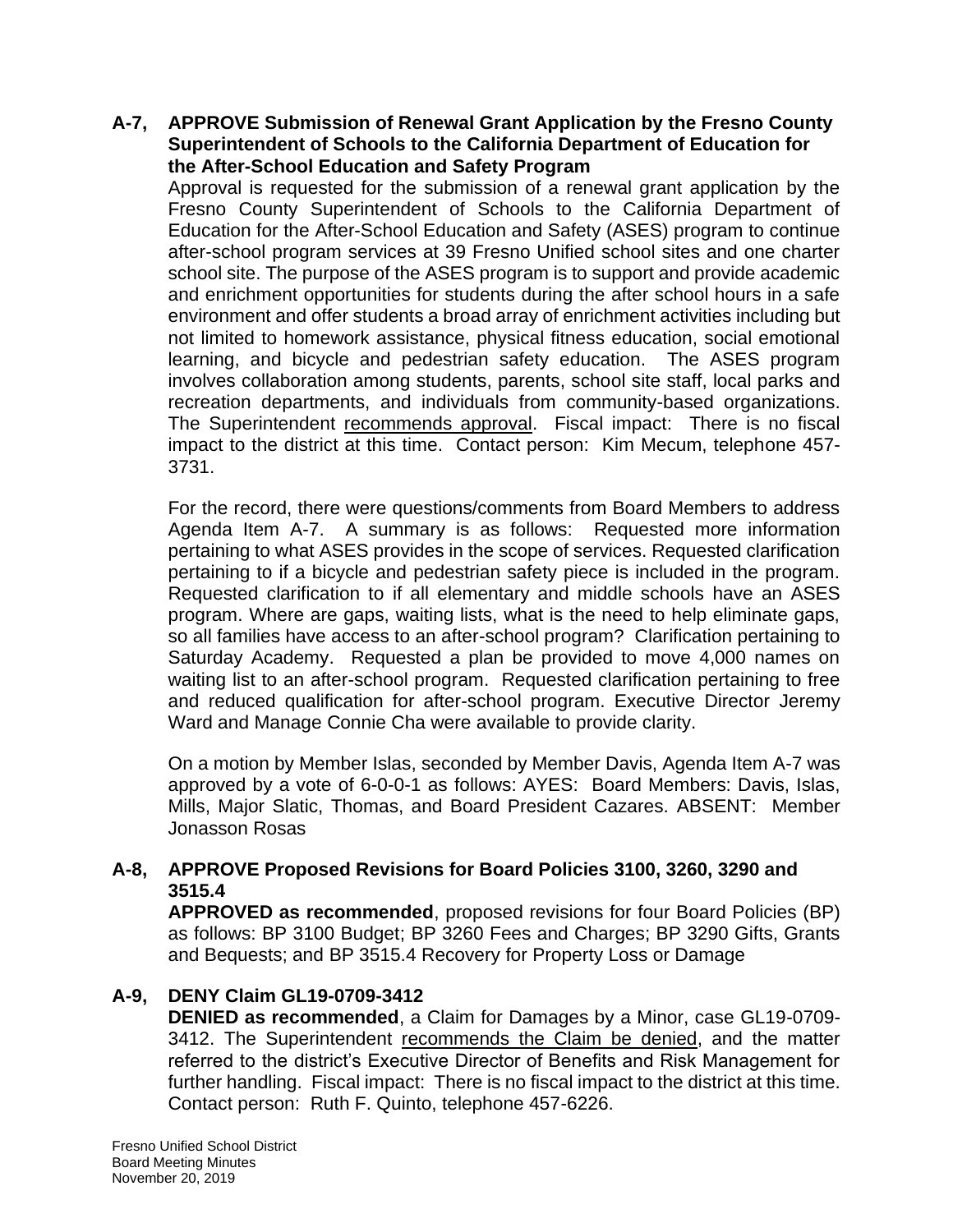**A-7, APPROVE Submission of Renewal Grant Application by the Fresno County Superintendent of Schools to the California Department of Education for the After-School Education and Safety Program**

Approval is requested for the submission of a renewal grant application by the Fresno County Superintendent of Schools to the California Department of Education for the After-School Education and Safety (ASES) program to continue after-school program services at 39 Fresno Unified school sites and one charter school site. The purpose of the ASES program is to support and provide academic and enrichment opportunities for students during the after school hours in a safe environment and offer students a broad array of enrichment activities including but not limited to homework assistance, physical fitness education, social emotional learning, and bicycle and pedestrian safety education. The ASES program involves collaboration among students, parents, school site staff, local parks and recreation departments, and individuals from community-based organizations. The Superintendent recommends approval. Fiscal impact: There is no fiscal impact to the district at this time. Contact person: Kim Mecum, telephone 457-3731.

For the record, there were questions/comments from Board Members to address Agenda Item A-7. A summary is as follows: Requested more information pertaining to what ASES provides in the scope of services. Requested clarification pertaining to if a bicycle and pedestrian safety piece is included in the program. Requested clarification to if all elementary and middle schools have an ASES program. Where are gaps, waiting lists, what is the need to help eliminate gaps, so all families have access to an after-school program? Clarification pertaining to Saturday Academy. Requested a plan be provided to move 4,000 names on waiting list to an after-school program. Requested clarification pertaining to free and reduced qualification for after-school program. Executive Director Jeremy Ward and Manage Connie Cha were available to provide clarity.

On a motion by Member Islas, seconded by Member Davis, Agenda Item A-7 was approved by a vote of 6-0-0-1 as follows: AYES: Board Members: Davis, Islas, Mills, Major Slatic, Thomas, and Board President Cazares. ABSENT: Member Jonasson Rosas

**A-8, APPROVE Proposed Revisions for Board Policies 3100, 3260, 3290 and 3515.4**

**APPROVED as recommended**, proposed revisions for four Board Policies (BP) as follows: BP 3100 Budget; BP 3260 Fees and Charges; BP 3290 Gifts, Grants and Bequests; and BP 3515.4 Recovery for Property Loss or Damage

**A-9, DENY Claim GL19-0709-3412**

**DENIED as recommended**, a Claim for Damages by a Minor, case GL19-0709-3412. The Superintendent recommends the Claim be denied, and the matter referred to the district's Executive Director of Benefits and Risk Management for further handling. Fiscal impact: There is no fiscal impact to the district at this time. Contact person: Ruth F. Quinto, telephone 457-6226.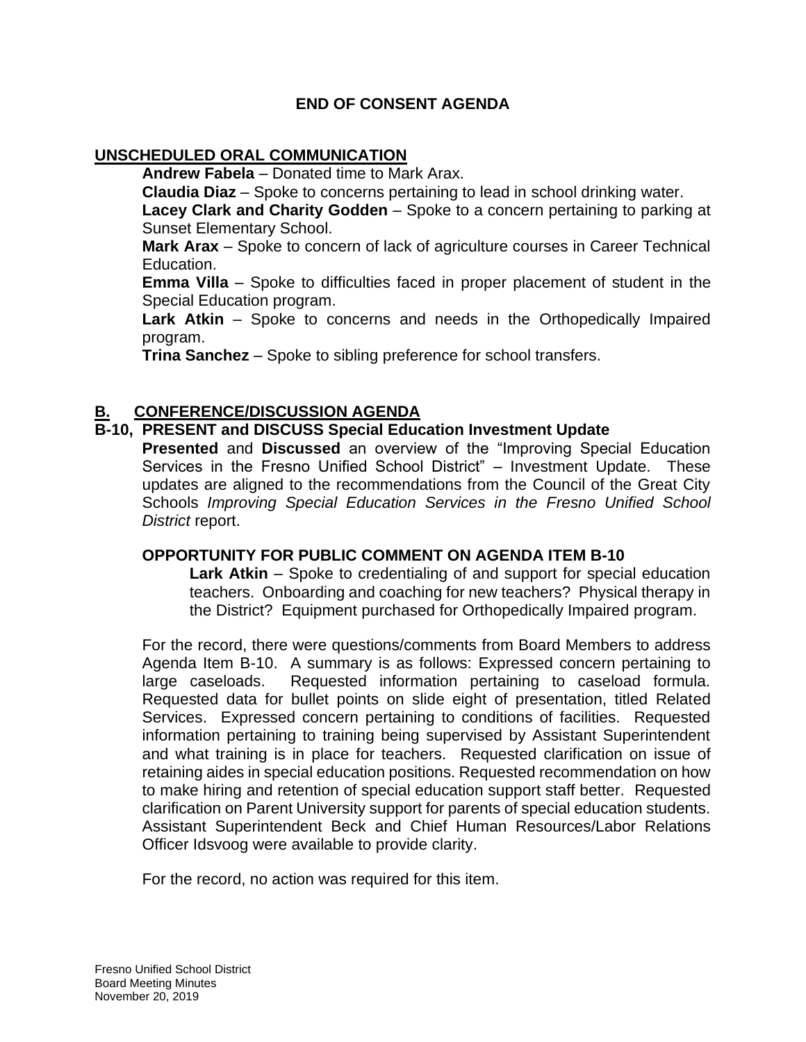**END OF CONSENT AGENDA**

## UNSCHEDULED ORAL COMMUNICATION

**Andrew Fabela** – Donated time to Mark Arax.

**Claudia Diaz** – Spoke to concerns pertaining to lead in school drinking water.

**Lacey Clark and Charity Godden** – Spoke to a concern pertaining to parking at Sunset Elementary School.

**Mark Arax** – Spoke to concern of lack of agriculture courses in Career Technical Education.

**Emma Villa** – Spoke to difficulties faced in proper placement of student in the Special Education program.

**Lark Atkin** – Spoke to concerns and needs in the Orthopedically Impaired program.

**Trina Sanchez** – Spoke to sibling preference for school transfers.

## B. CONFERENCE/DISCUSSION AGENDA

### B-10, PRESENT and DISCUSS Special Education Investment Update

**Presented** and **Discussed** an overview of the "Improving Special Education Services in the Fresno Unified School District" – Investment Update. These updates are aligned to the recommendations from the Council of the Great City Schools *Improving Special Education Services in the Fresno Unified School District* report.

**OPPORTUNITY FOR PUBLIC COMMENT ON AGENDA ITEM B-10**

**Lark Atkin** – Spoke to credentialing of and support for special education teachers. Onboarding and coaching for new teachers? Physical therapy in the District? Equipment purchased for Orthopedically Impaired program.

For the record, there were questions/comments from Board Members to address Agenda Item B-10. A summary is as follows: Expressed concern pertaining to large caseloads. Requested information pertaining to caseload formula. Requested data for bullet points on slide eight of presentation, titled Related Services. Expressed concern pertaining to conditions of facilities. Requested information pertaining to training being supervised by Assistant Superintendent and what training is in place for teachers. Requested clarification on issue of retaining aides in special education positions. Requested recommendation on how to make hiring and retention of special education support staff better. Requested clarification on Parent University support for parents of special education students. Assistant Superintendent Beck and Chief Human Resources/Labor Relations Officer Idsvoog were available to provide clarity.

For the record, no action was required for this item.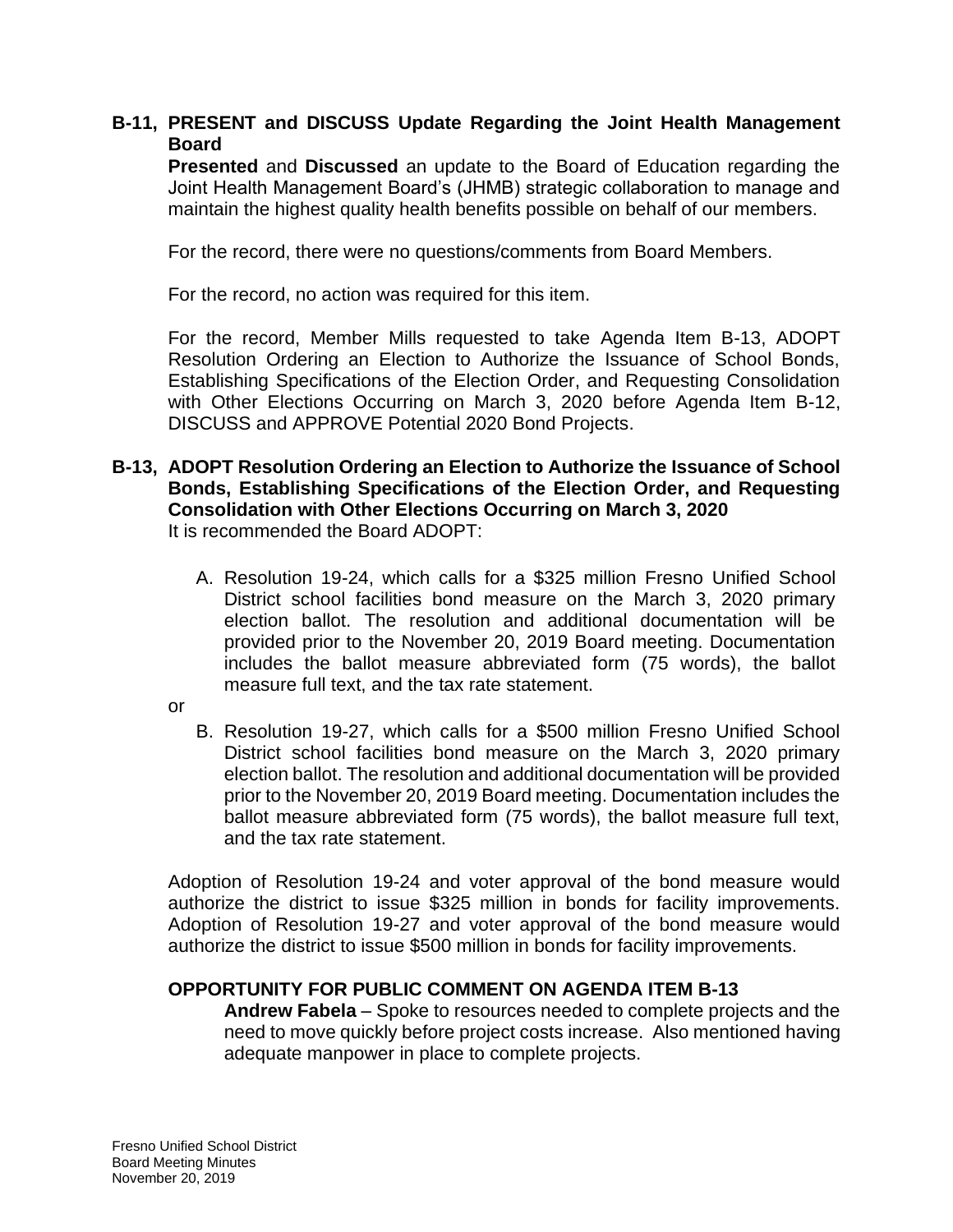**B-11, PRESENT and DISCUSS Update Regarding the Joint Health Management Board**

**Presented** and **Discussed** an update to the Board of Education regarding the Joint Health Management Board's (JHMB) strategic collaboration to manage and maintain the highest quality health benefits possible on behalf of our members.

For the record, there were no questions/comments from Board Members.

For the record, no action was required for this item.

For the record, Member Mills requested to take Agenda Item B-13, ADOPT Resolution Ordering an Election to Authorize the Issuance of School Bonds, Establishing Specifications of the Election Order, and Requesting Consolidation with Other Elections Occurring on March 3, 2020 before Agenda Item B-12, DISCUSS and APPROVE Potential 2020 Bond Projects.

**B-13, ADOPT Resolution Ordering an Election to Authorize the Issuance of School Bonds, Establishing Specifications of the Election Order, and Requesting Consolidation with Other Elections Occurring on March 3, 2020**

It is recommended the Board ADOPT:

A. Resolution 19-24, which calls for a $325 million Fresno Unified School District school facilities bond measure on the March 3, 2020 primary election ballot. The resolution and additional documentation will be provided prior to the November 20, 2019 Board meeting. Documentation includes the ballot measure abbreviated form (75 words), the ballot measure full text, and the tax rate statement.

or

B. Resolution 19-27, which calls for a $500 million Fresno Unified School District school facilities bond measure on the March 3, 2020 primary election ballot. The resolution and additional documentation will be provided prior to the November 20, 2019 Board meeting. Documentation includes the ballot measure abbreviated form (75 words), the ballot measure full text, and the tax rate statement.

Adoption of Resolution 19-24 and voter approval of the bond measure would authorize the district to issue $325 million in bonds for facility improvements. Adoption of Resolution 19-27 and voter approval of the bond measure would authorize the district to issue $500 million in bonds for facility improvements.

**OPPORTUNITY FOR PUBLIC COMMENT ON AGENDA ITEM B-13**

**Andrew Fabela** – Spoke to resources needed to complete projects and the need to move quickly before project costs increase. Also mentioned having adequate manpower in place to complete projects.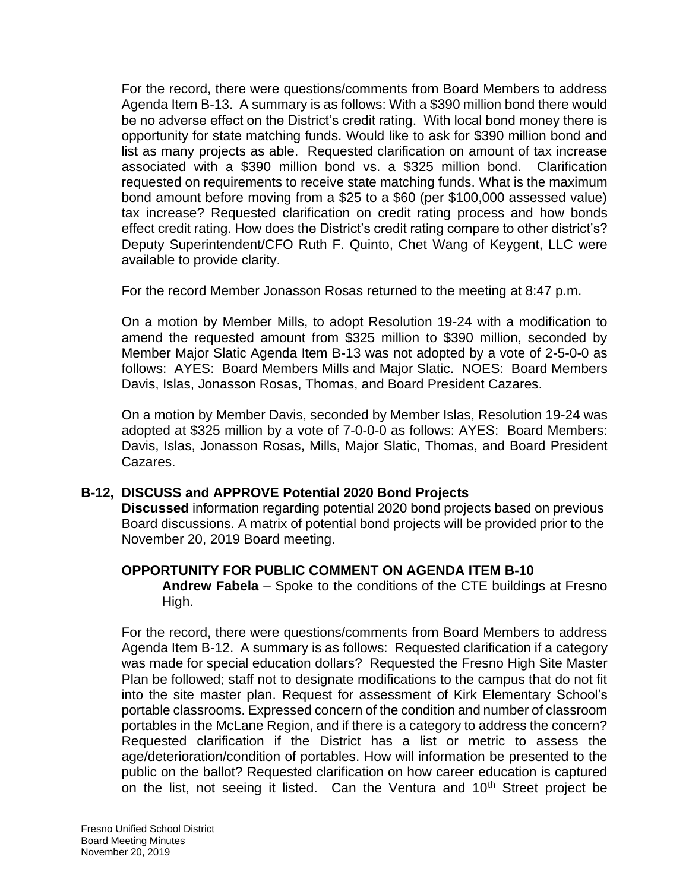For the record, there were questions/comments from Board Members to address Agenda Item B-13. A summary is as follows: With a $390 million bond there would be no adverse effect on the District's credit rating. With local bond money there is opportunity for state matching funds. Would like to ask for $390 million bond and list as many projects as able. Requested clarification on amount of tax increase associated with a $390 million bond vs. a $325 million bond. Clarification requested on requirements to receive state matching funds. What is the maximum bond amount before moving from a $25 to a $60 (per $100,000 assessed value) tax increase? Requested clarification on credit rating process and how bonds effect credit rating. How does the District's credit rating compare to other district's? Deputy Superintendent/CFO Ruth F. Quinto, Chet Wang of Keygent, LLC were available to provide clarity.

For the record Member Jonasson Rosas returned to the meeting at 8:47 p.m.

On a motion by Member Mills, to adopt Resolution 19-24 with a modification to amend the requested amount from $325 million to $390 million, seconded by Member Major Slatic Agenda Item B-13 was not adopted by a vote of 2-5-0-0 as follows: AYES: Board Members Mills and Major Slatic. NOES: Board Members Davis, Islas, Jonasson Rosas, Thomas, and Board President Cazares.

On a motion by Member Davis, seconded by Member Islas, Resolution 19-24 was adopted at $325 million by a vote of 7-0-0-0 as follows: AYES: Board Members: Davis, Islas, Jonasson Rosas, Mills, Major Slatic, Thomas, and Board President Cazares.

**B-12, DISCUSS and APPROVE Potential 2020 Bond Projects**

**Discussed** information regarding potential 2020 bond projects based on previous Board discussions. A matrix of potential bond projects will be provided prior to the November 20, 2019 Board meeting.

**OPPORTUNITY FOR PUBLIC COMMENT ON AGENDA ITEM B-10**

**Andrew Fabela** – Spoke to the conditions of the CTE buildings at Fresno High.

For the record, there were questions/comments from Board Members to address Agenda Item B-12. A summary is as follows: Requested clarification if a category was made for special education dollars? Requested the Fresno High Site Master Plan be followed; staff not to designate modifications to the campus that do not fit into the site master plan. Request for assessment of Kirk Elementary School's portable classrooms. Expressed concern of the condition and number of classroom portables in the McLane Region, and if there is a category to address the concern? Requested clarification if the District has a list or metric to assess the age/deterioration/condition of portables. How will information be presented to the public on the ballot? Requested clarification on how career education is captured on the list, not seeing it listed. Can the Ventura and 10th Street project be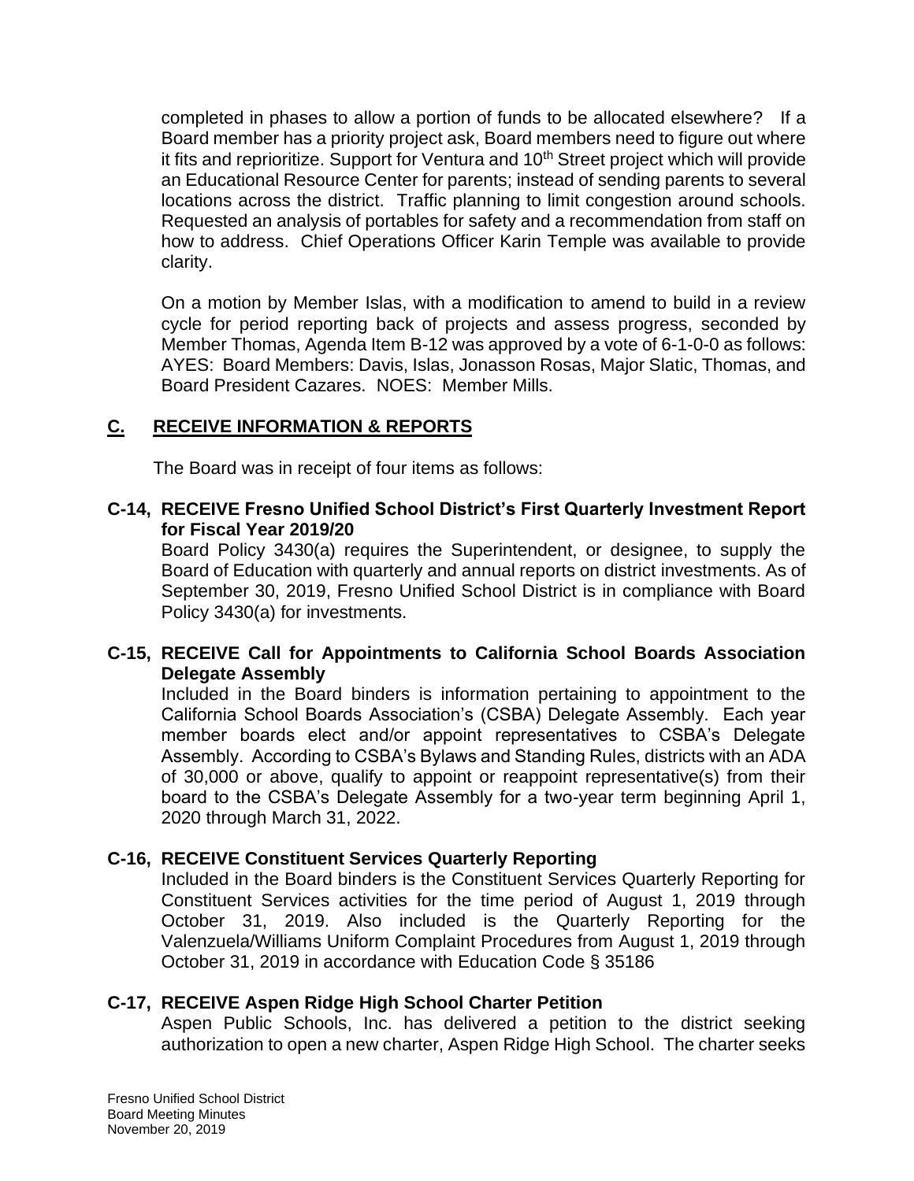completed in phases to allow a portion of funds to be allocated elsewhere? If a Board member has a priority project ask, Board members need to figure out where it fits and reprioritize. Support for Ventura and 10th Street project which will provide an Educational Resource Center for parents; instead of sending parents to several locations across the district. Traffic planning to limit congestion around schools. Requested an analysis of portables for safety and a recommendation from staff on how to address. Chief Operations Officer Karin Temple was available to provide clarity.

On a motion by Member Islas, with a modification to amend to build in a review cycle for period reporting back of projects and assess progress, seconded by Member Thomas, Agenda Item B-12 was approved by a vote of 6-1-0-0 as follows: AYES: Board Members: Davis, Islas, Jonasson Rosas, Major Slatic, Thomas, and Board President Cazares. NOES: Member Mills.

## C. RECEIVE INFORMATION & REPORTS

The Board was in receipt of four items as follows:

**C-14, RECEIVE Fresno Unified School District's First Quarterly Investment Report for Fiscal Year 2019/20**

Board Policy 3430(a) requires the Superintendent, or designee, to supply the Board of Education with quarterly and annual reports on district investments. As of September 30, 2019, Fresno Unified School District is in compliance with Board Policy 3430(a) for investments.

**C-15, RECEIVE Call for Appointments to California School Boards Association Delegate Assembly**

Included in the Board binders is information pertaining to appointment to the California School Boards Association's (CSBA) Delegate Assembly. Each year member boards elect and/or appoint representatives to CSBA's Delegate Assembly. According to CSBA's Bylaws and Standing Rules, districts with an ADA of 30,000 or above, qualify to appoint or reappoint representative(s) from their board to the CSBA's Delegate Assembly for a two-year term beginning April 1, 2020 through March 31, 2022.

**C-16, RECEIVE Constituent Services Quarterly Reporting**

Included in the Board binders is the Constituent Services Quarterly Reporting for Constituent Services activities for the time period of August 1, 2019 through October 31, 2019. Also included is the Quarterly Reporting for the Valenzuela/Williams Uniform Complaint Procedures from August 1, 2019 through October 31, 2019 in accordance with Education Code § 35186

**C-17, RECEIVE Aspen Ridge High School Charter Petition**

Aspen Public Schools, Inc. has delivered a petition to the district seeking authorization to open a new charter, Aspen Ridge High School. The charter seeks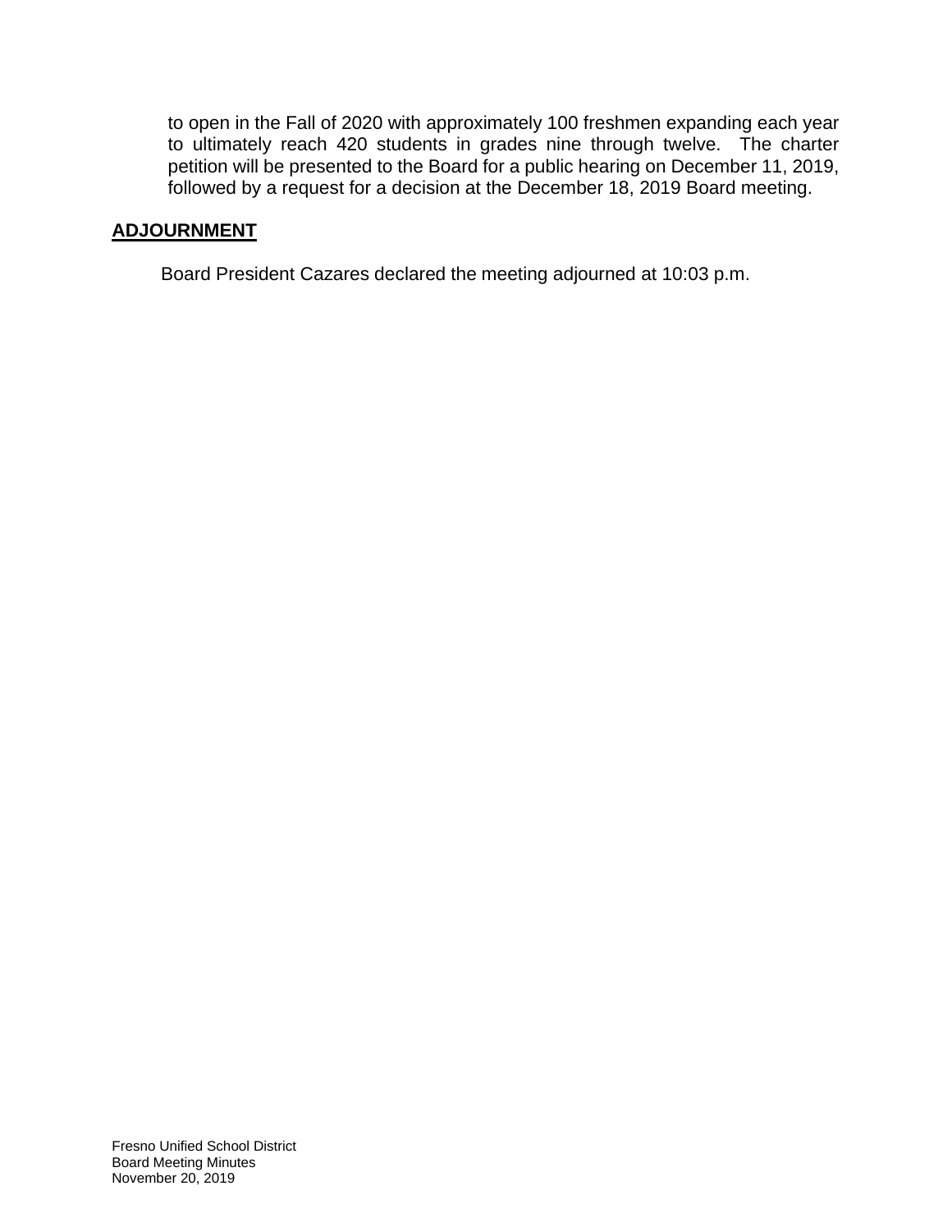to open in the Fall of 2020 with approximately 100 freshmen expanding each year to ultimately reach 420 students in grades nine through twelve. The charter petition will be presented to the Board for a public hearing on December 11, 2019, followed by a request for a decision at the December 18, 2019 Board meeting.

**ADJOURNMENT**

Board President Cazares declared the meeting adjourned at 10:03 p.m.